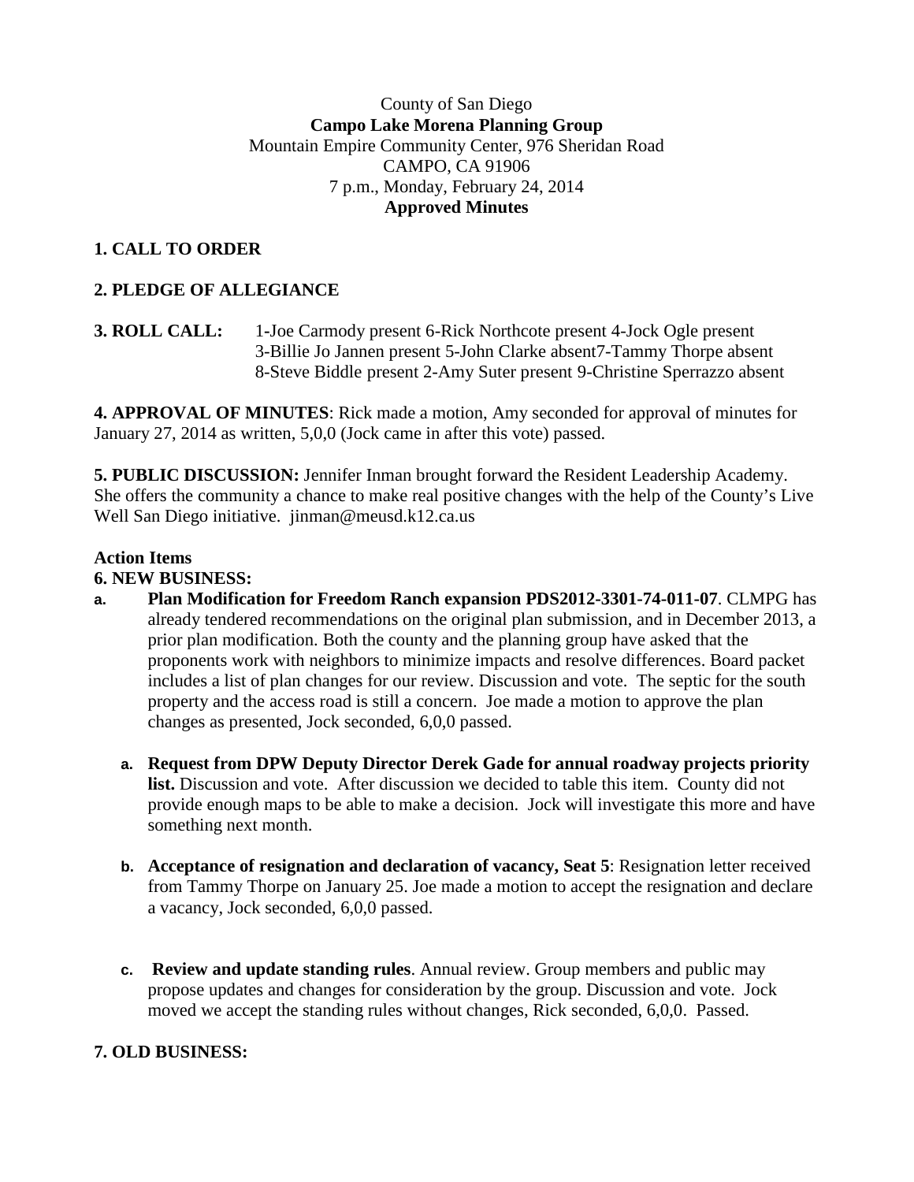County of San Diego
**Campo Lake Morena Planning Group**
Mountain Empire Community Center, 976 Sheridan Road
CAMPO, CA 91906
7 p.m., Monday, February 24, 2014
**Approved Minutes**

## 1. CALL TO ORDER

## 2. PLEDGE OF ALLEGIANCE

**3. ROLL CALL:** 1-Joe Carmody present 6-Rick Northcote present 4-Jock Ogle present 3-Billie Jo Jannen present 5-John Clarke absent7-Tammy Thorpe absent 8-Steve Biddle present 2-Amy Suter present 9-Christine Sperrazzo absent

**4. APPROVAL OF MINUTES**: Rick made a motion, Amy seconded for approval of minutes for January 27, 2014 as written, 5,0,0 (Jock came in after this vote) passed.

**5. PUBLIC DISCUSSION:** Jennifer Inman brought forward the Resident Leadership Academy. She offers the community a chance to make real positive changes with the help of the County's Live Well San Diego initiative. jinman@meusd.k12.ca.us

**Action Items**

**6. NEW BUSINESS:**

a. **Plan Modification for Freedom Ranch expansion PDS2012-3301-74-011-07**. CLMPG has already tendered recommendations on the original plan submission, and in December 2013, a prior plan modification. Both the county and the planning group have asked that the proponents work with neighbors to minimize impacts and resolve differences. Board packet includes a list of plan changes for our review. Discussion and vote. The septic for the south property and the access road is still a concern. Joe made a motion to approve the plan changes as presented, Jock seconded, 6,0,0 passed.

   a. **Request from DPW Deputy Director Derek Gade for annual roadway projects priority list.** Discussion and vote. After discussion we decided to table this item. County did not provide enough maps to be able to make a decision. Jock will investigate this more and have something next month.

   b. **Acceptance of resignation and declaration of vacancy, Seat 5**: Resignation letter received from Tammy Thorpe on January 25. Joe made a motion to accept the resignation and declare a vacancy, Jock seconded, 6,0,0 passed.

   c. **Review and update standing rules**. Annual review. Group members and public may propose updates and changes for consideration by the group. Discussion and vote. Jock moved we accept the standing rules without changes, Rick seconded, 6,0,0. Passed.

## 7. OLD BUSINESS: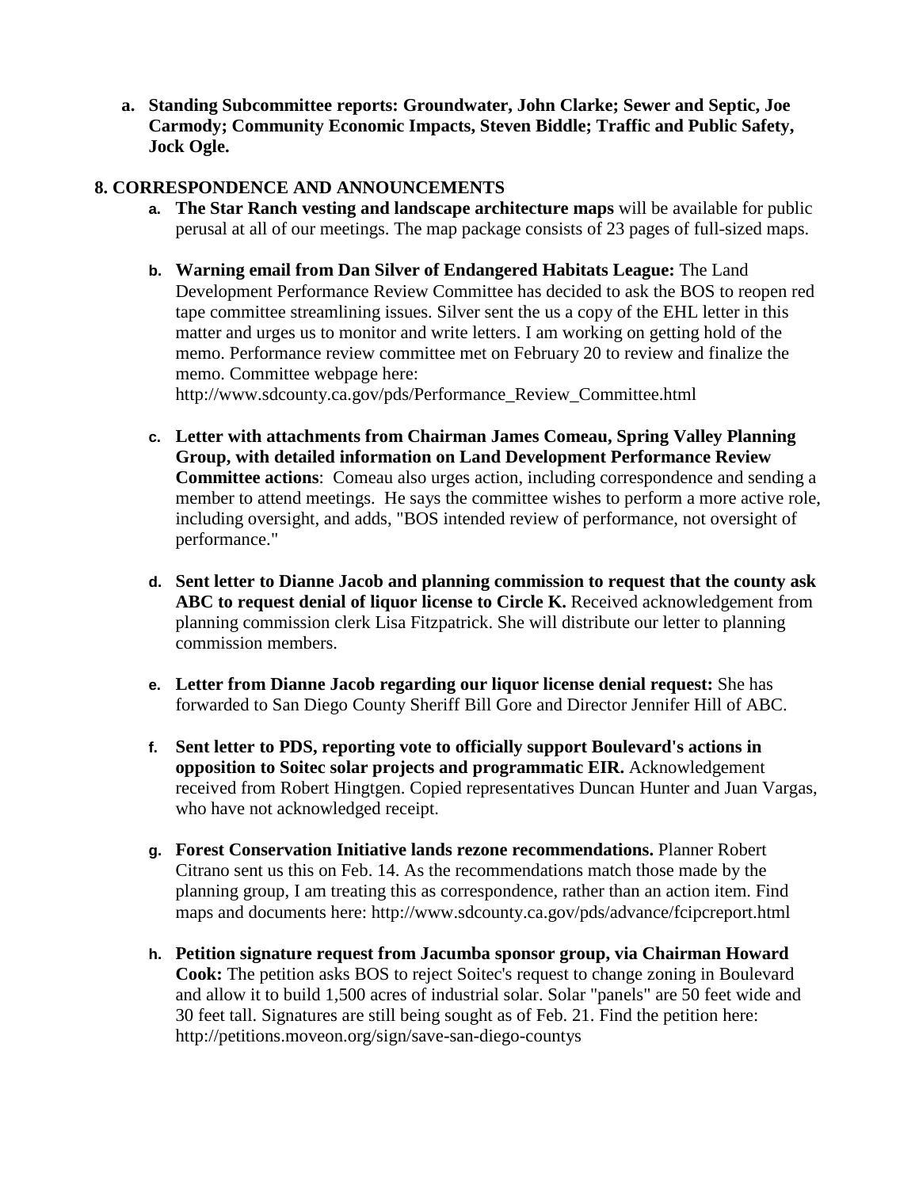a. **Standing Subcommittee reports: Groundwater, John Clarke; Sewer and Septic, Joe Carmody; Community Economic Impacts, Steven Biddle; Traffic and Public Safety, Jock Ogle.**

## 8. CORRESPONDENCE AND ANNOUNCEMENTS

a. **The Star Ranch vesting and landscape architecture maps** will be available for public perusal at all of our meetings. The map package consists of 23 pages of full-sized maps.

b. **Warning email from Dan Silver of Endangered Habitats League:** The Land Development Performance Review Committee has decided to ask the BOS to reopen red tape committee streamlining issues. Silver sent the us a copy of the EHL letter in this matter and urges us to monitor and write letters. I am working on getting hold of the memo. Performance review committee met on February 20 to review and finalize the memo. Committee webpage here: http://www.sdcounty.ca.gov/pds/Performance_Review_Committee.html

c. **Letter with attachments from Chairman James Comeau, Spring Valley Planning Group, with detailed information on Land Development Performance Review Committee actions**: Comeau also urges action, including correspondence and sending a member to attend meetings. He says the committee wishes to perform a more active role, including oversight, and adds, "BOS intended review of performance, not oversight of performance."

d. **Sent letter to Dianne Jacob and planning commission to request that the county ask ABC to request denial of liquor license to Circle K.** Received acknowledgement from planning commission clerk Lisa Fitzpatrick. She will distribute our letter to planning commission members.

e. **Letter from Dianne Jacob regarding our liquor license denial request:** She has forwarded to San Diego County Sheriff Bill Gore and Director Jennifer Hill of ABC.

f. **Sent letter to PDS, reporting vote to officially support Boulevard's actions in opposition to Soitec solar projects and programmatic EIR.** Acknowledgement received from Robert Hingtgen. Copied representatives Duncan Hunter and Juan Vargas, who have not acknowledged receipt.

g. **Forest Conservation Initiative lands rezone recommendations.** Planner Robert Citrano sent us this on Feb. 14. As the recommendations match those made by the planning group, I am treating this as correspondence, rather than an action item. Find maps and documents here: http://www.sdcounty.ca.gov/pds/advance/fcipcreport.html

h. **Petition signature request from Jacumba sponsor group, via Chairman Howard Cook:** The petition asks BOS to reject Soitec's request to change zoning in Boulevard and allow it to build 1,500 acres of industrial solar. Solar "panels" are 50 feet wide and 30 feet tall. Signatures are still being sought as of Feb. 21. Find the petition here: http://petitions.moveon.org/sign/save-san-diego-countys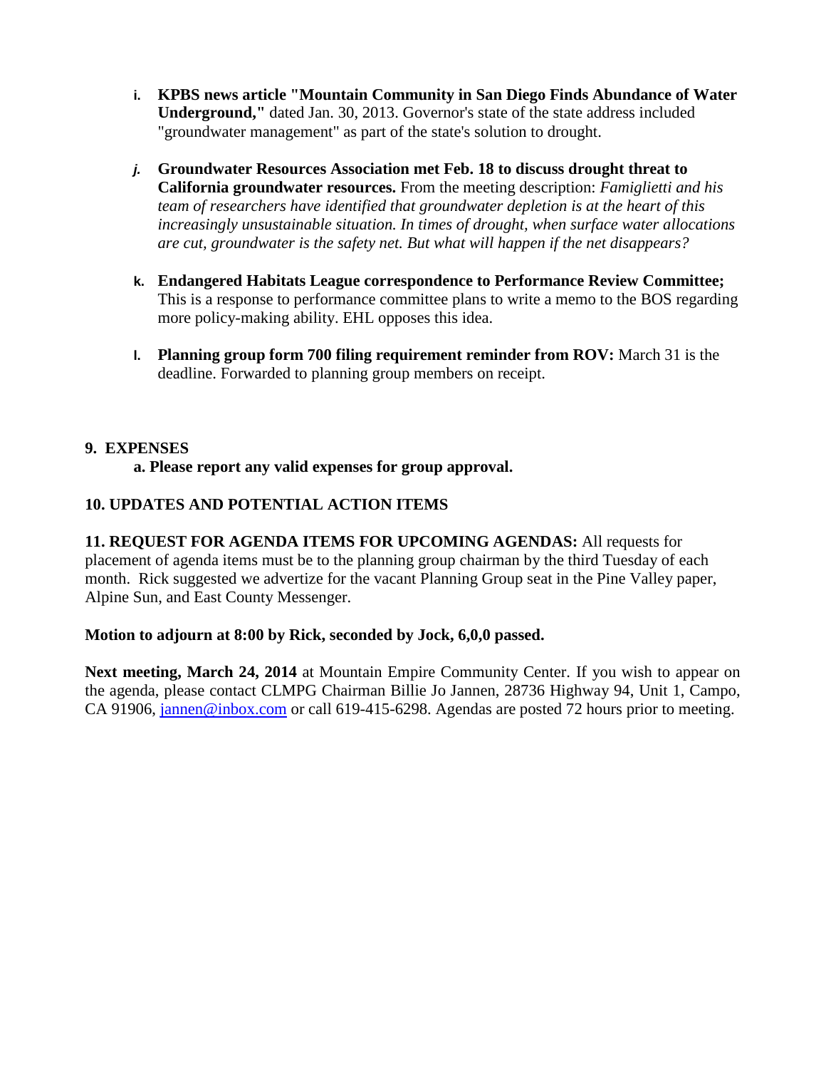i. **KPBS news article "Mountain Community in San Diego Finds Abundance of Water Underground,"** dated Jan. 30, 2013. Governor's state of the state address included "groundwater management" as part of the state's solution to drought.

j. **Groundwater Resources Association met Feb. 18 to discuss drought threat to California groundwater resources.** From the meeting description: *Famiglietti and his team of researchers have identified that groundwater depletion is at the heart of this increasingly unsustainable situation. In times of drought, when surface water allocations are cut, groundwater is the safety net. But what will happen if the net disappears?*

k. **Endangered Habitats League correspondence to Performance Review Committee;** This is a response to performance committee plans to write a memo to the BOS regarding more policy-making ability. EHL opposes this idea.

l. **Planning group form 700 filing requirement reminder from ROV:** March 31 is the deadline. Forwarded to planning group members on receipt.

**9. EXPENSES**

**a. Please report any valid expenses for group approval.**

**10. UPDATES AND POTENTIAL ACTION ITEMS**

**11. REQUEST FOR AGENDA ITEMS FOR UPCOMING AGENDAS:** All requests for placement of agenda items must be to the planning group chairman by the third Tuesday of each month. Rick suggested we advertize for the vacant Planning Group seat in the Pine Valley paper, Alpine Sun, and East County Messenger.

**Motion to adjourn at 8:00 by Rick, seconded by Jock, 6,0,0 passed.**

**Next meeting, March 24, 2014** at Mountain Empire Community Center. If you wish to appear on the agenda, please contact CLMPG Chairman Billie Jo Jannen, 28736 Highway 94, Unit 1, Campo, CA 91906, jannen@inbox.com or call 619-415-6298. Agendas are posted 72 hours prior to meeting.